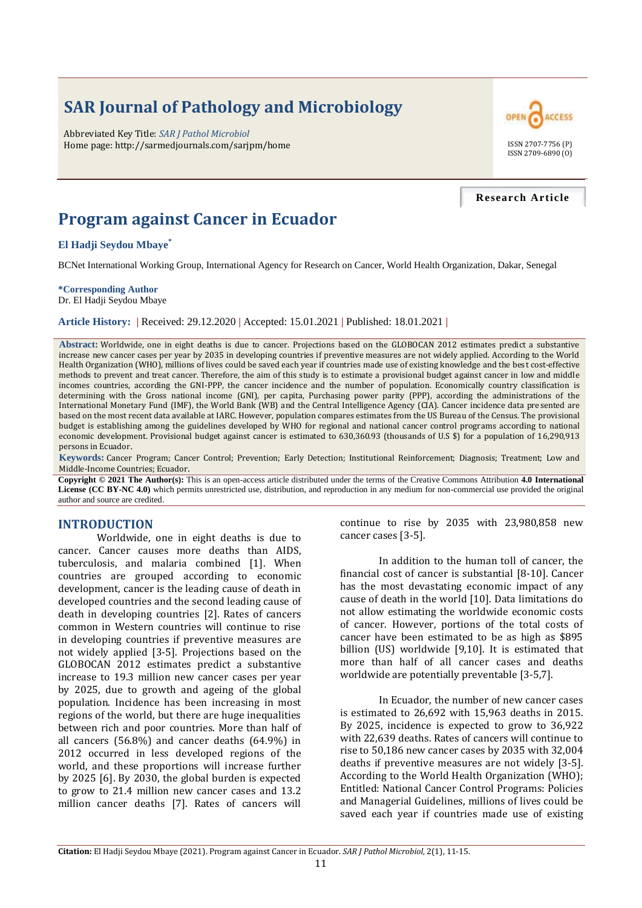# SAR Journal of Pathology and Microbiology

Abbreviated Key Title: *SAR J Pathol Microbiol*
Home page: http://sarmedjournals.com/sarjpm/home

ISSN 2707-7756 (P)
ISSN 2709-6890 (O)

**Research Article**

# Program against Cancer in Ecuador

**El Hadji Seydou Mbaye***

BCNet International Working Group, International Agency for Research on Cancer, World Health Organization, Dakar, Senegal

**\*Corresponding Author**
Dr. El Hadji Seydou Mbaye

**Article History:** | Received: 29.12.2020 | Accepted: 15.01.2021 | Published: 18.01.2021 |

**Abstract:** Worldwide, one in eight deaths is due to cancer. Projections based on the GLOBOCAN 2012 estimates predict a substantive increase new cancer cases per year by 2035 in developing countries if preventive measures are not widely applied. According to the World Health Organization (WHO), millions of lives could be saved each year if countries made use of existing knowledge and the best cost-effective methods to prevent and treat cancer. Therefore, the aim of this study is to estimate a provisional budget against cancer in low and middle incomes countries, according the GNI-PPP, the cancer incidence and the number of population. Economically country classification is determining with the Gross national income (GNI), per capita, Purchasing power parity (PPP), according the administrations of the International Monetary Fund (IMF), the World Bank (WB) and the Central Intelligence Agency (CIA). Cancer incidence data presented are based on the most recent data available at IARC. However, population compares estimates from the US Bureau of the Census. The provisional budget is establishing among the guidelines developed by WHO for regional and national cancer control programs according to national economic development. Provisional budget against cancer is estimated to 630,360.93 (thousands of U.S $) for a population of 16,290,913 persons in Ecuador.

**Keywords:** Cancer Program; Cancer Control; Prevention; Early Detection; Institutional Reinforcement; Diagnosis; Treatment; Low and Middle-Income Countries; Ecuador.

**Copyright © 2021 The Author(s):** This is an open-access article distributed under the terms of the Creative Commons Attribution **4.0 International License (CC BY-NC 4.0)** which permits unrestricted use, distribution, and reproduction in any medium for non-commercial use provided the original author and source are credited.

## INTRODUCTION

Worldwide, one in eight deaths is due to cancer. Cancer causes more deaths than AIDS, tuberculosis, and malaria combined [1]. When countries are grouped according to economic development, cancer is the leading cause of death in developed countries and the second leading cause of death in developing countries [2]. Rates of cancers common in Western countries will continue to rise in developing countries if preventive measures are not widely applied [3-5]. Projections based on the GLOBOCAN 2012 estimates predict a substantive increase to 19.3 million new cancer cases per year by 2025, due to growth and ageing of the global population. Incidence has been increasing in most regions of the world, but there are huge inequalities between rich and poor countries. More than half of all cancers (56.8%) and cancer deaths (64.9%) in 2012 occurred in less developed regions of the world, and these proportions will increase further by 2025 [6]. By 2030, the global burden is expected to grow to 21.4 million new cancer cases and 13.2 million cancer deaths [7]. Rates of cancers will continue to rise by 2035 with 23,980,858 new cancer cases [3-5].

In addition to the human toll of cancer, the financial cost of cancer is substantial [8-10]. Cancer has the most devastating economic impact of any cause of death in the world [10]. Data limitations do not allow estimating the worldwide economic costs of cancer. However, portions of the total costs of cancer have been estimated to be as high as $895 billion (US) worldwide [9,10]. It is estimated that more than half of all cancer cases and deaths worldwide are potentially preventable [3-5,7].

In Ecuador, the number of new cancer cases is estimated to 26,692 with 15,963 deaths in 2015. By 2025, incidence is expected to grow to 36,922 with 22,639 deaths. Rates of cancers will continue to rise to 50,186 new cancer cases by 2035 with 32,004 deaths if preventive measures are not widely [3-5]. According to the World Health Organization (WHO); Entitled: National Cancer Control Programs: Policies and Managerial Guidelines, millions of lives could be saved each year if countries made use of existing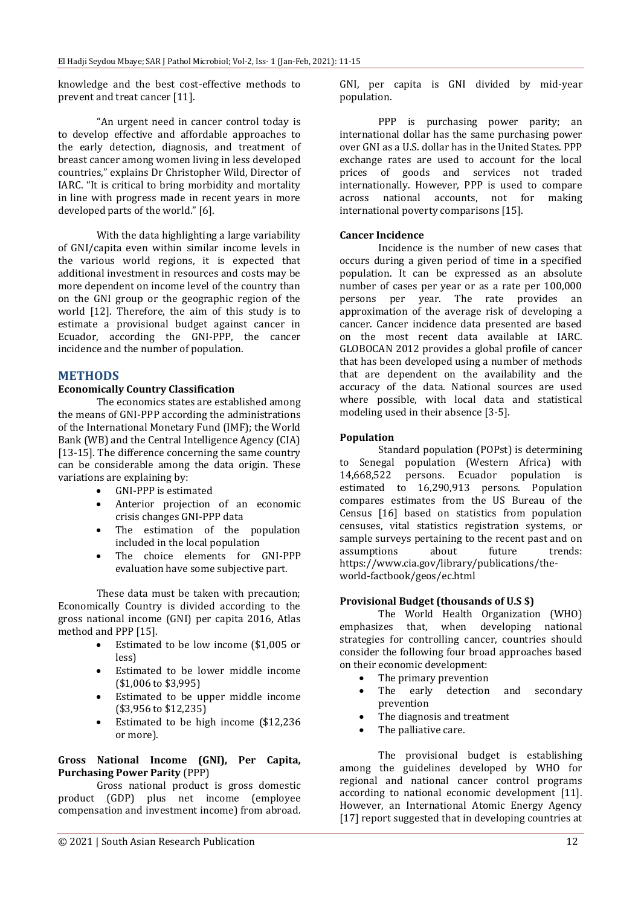knowledge and the best cost-effective methods to prevent and treat cancer [11].

"An urgent need in cancer control today is to develop effective and affordable approaches to the early detection, diagnosis, and treatment of breast cancer among women living in less developed countries," explains Dr Christopher Wild, Director of IARC. "It is critical to bring morbidity and mortality in line with progress made in recent years in more developed parts of the world." [6].

With the data highlighting a large variability of GNI/capita even within similar income levels in the various world regions, it is expected that additional investment in resources and costs may be more dependent on income level of the country than on the GNI group or the geographic region of the world [12]. Therefore, the aim of this study is to estimate a provisional budget against cancer in Ecuador, according the GNI-PPP, the cancer incidence and the number of population.

## METHODS

### Economically Country Classification

The economics states are established among the means of GNI-PPP according the administrations of the International Monetary Fund (IMF); the World Bank (WB) and the Central Intelligence Agency (CIA) [13-15]. The difference concerning the same country can be considerable among the data origin. These variations are explaining by:

- GNI-PPP is estimated
- Anterior projection of an economic crisis changes GNI-PPP data
- The estimation of the population included in the local population
- The choice elements for GNI-PPP evaluation have some subjective part.

These data must be taken with precaution; Economically Country is divided according to the gross national income (GNI) per capita 2016, Atlas method and PPP [15].

- Estimated to be low income ($1,005 or less)
- Estimated to be lower middle income ($1,006 to $3,995)
- Estimated to be upper middle income ($3,956 to $12,235)
- Estimated to be high income ($12,236 or more).

### Gross National Income (GNI), Per Capita, Purchasing Power Parity (PPP)

Gross national product is gross domestic product (GDP) plus net income (employee compensation and investment income) from abroad. GNI, per capita is GNI divided by mid-year population.

PPP is purchasing power parity; an international dollar has the same purchasing power over GNI as a U.S. dollar has in the United States. PPP exchange rates are used to account for the local prices of goods and services not traded internationally. However, PPP is used to compare across national accounts, not for making international poverty comparisons [15].

### Cancer Incidence

Incidence is the number of new cases that occurs during a given period of time in a specified population. It can be expressed as an absolute number of cases per year or as a rate per 100,000 persons per year. The rate provides an approximation of the average risk of developing a cancer. Cancer incidence data presented are based on the most recent data available at IARC. GLOBOCAN 2012 provides a global profile of cancer that has been developed using a number of methods that are dependent on the availability and the accuracy of the data. National sources are used where possible, with local data and statistical modeling used in their absence [3-5].

### Population

Standard population (POPst) is determining to Senegal population (Western Africa) with 14,668,522 persons. Ecuador population is estimated to 16,290,913 persons. Population compares estimates from the US Bureau of the Census [16] based on statistics from population censuses, vital statistics registration systems, or sample surveys pertaining to the recent past and on assumptions about future trends: https://www.cia.gov/library/publications/the-world-factbook/geos/ec.html

### Provisional Budget (thousands of U.S $)

The World Health Organization (WHO) emphasizes that, when developing national strategies for controlling cancer, countries should consider the following four broad approaches based on their economic development:

- The primary prevention
- The early detection and secondary prevention
- The diagnosis and treatment
- The palliative care.

The provisional budget is establishing among the guidelines developed by WHO for regional and national cancer control programs according to national economic development [11]. However, an International Atomic Energy Agency [17] report suggested that in developing countries at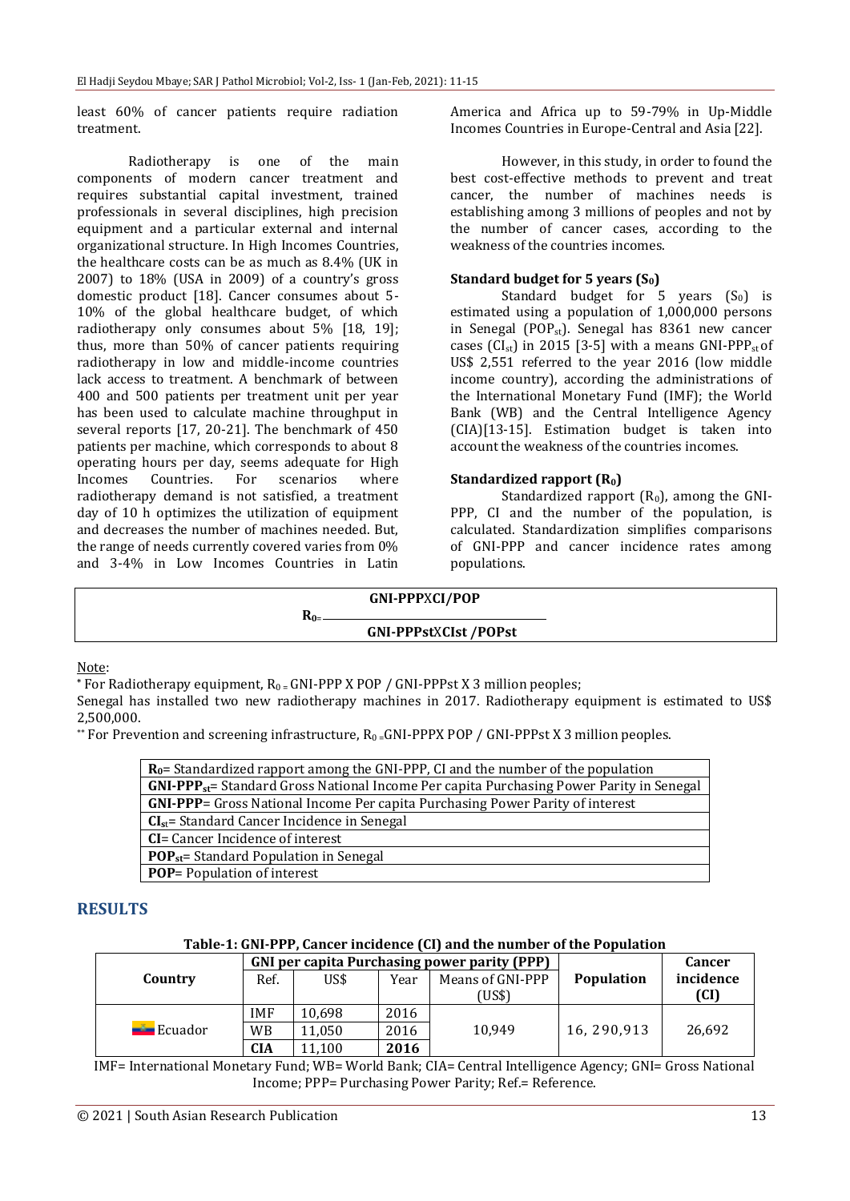least 60% of cancer patients require radiation treatment.

Radiotherapy is one of the main components of modern cancer treatment and requires substantial capital investment, trained professionals in several disciplines, high precision equipment and a particular external and internal organizational structure. In High Incomes Countries, the healthcare costs can be as much as 8.4% (UK in 2007) to 18% (USA in 2009) of a country's gross domestic product [18]. Cancer consumes about 5-10% of the global healthcare budget, of which radiotherapy only consumes about 5% [18, 19]; thus, more than 50% of cancer patients requiring radiotherapy in low and middle-income countries lack access to treatment. A benchmark of between 400 and 500 patients per treatment unit per year has been used to calculate machine throughput in several reports [17, 20-21]. The benchmark of 450 patients per machine, which corresponds to about 8 operating hours per day, seems adequate for High Incomes Countries. For scenarios where radiotherapy demand is not satisfied, a treatment day of 10 h optimizes the utilization of equipment and decreases the number of machines needed. But, the range of needs currently covered varies from 0% and 3-4% in Low Incomes Countries in Latin America and Africa up to 59-79% in Up-Middle Incomes Countries in Europe-Central and Asia [22].

However, in this study, in order to found the best cost-effective methods to prevent and treat cancer, the number of machines needs is establishing among 3 millions of peoples and not by the number of cancer cases, according to the weakness of the countries incomes.

**Standard budget for 5 years ($S_0$)**

Standard budget for 5 years ($S_0$) is estimated using a population of 1,000,000 persons in Senegal ($POP_{st}$). Senegal has 8361 new cancer cases ($CI_{st}$) in 2015 [3-5] with a means $GNI\text{-}PPP_{st}$ of US$ 2,551 referred to the year 2016 (low middle income country), according the administrations of the International Monetary Fund (IMF); the World Bank (WB) and the Central Intelligence Agency (CIA)[13-15]. Estimation budget is taken into account the weakness of the countries incomes.

**Standardized rapport ($R_0$)**

Standardized rapport ($R_0$), among the GNI-PPP, CI and the number of the population, is calculated. Standardization simplifies comparisons of GNI-PPP and cancer incidence rates among populations.

$$R_0 = \frac{GNI\text{-}PPP \times CI / POP}{GNI\text{-}PPPst \times CIst / POPst}$$

Note:

* For Radiotherapy equipment, $R_0 = GNI\text{-}PPP \times POP / GNI\text{-}PPPst \times 3$ million peoples;

Senegal has installed two new radiotherapy machines in 2017. Radiotherapy equipment is estimated to US$ 2,500,000.

** For Prevention and screening infrastructure, $R_0 = GNI\text{-}PPP \times POP / GNI\text{-}PPPst \times 3$ million peoples.

| |
|---|
| **$R_0$**= Standardized rapport among the GNI-PPP, CI and the number of the population |
| **$GNI\text{-}PPP_{st}$**= Standard Gross National Income Per capita Purchasing Power Parity in Senegal |
| **GNI-PPP**= Gross National Income Per capita Purchasing Power Parity of interest |
| **$CI_{st}$**= Standard Cancer Incidence in Senegal |
| **CI**= Cancer Incidence of interest |
| **$POP_{st}$**= Standard Population in Senegal |
| **POP**= Population of interest |

## RESULTS

**Table-1: GNI-PPP, Cancer incidence (CI) and the number of the Population**

| Country | GNI per capita Purchasing power parity (PPP) | | | | Population | Cancer incidence (CI) |
|---|---|---|---|---|---|---|
| | Ref. | US$ | Year | Means of GNI-PPP (US$) | | |
| Ecuador | IMF | 10,698 | 2016 | 10,949 | 16, 290,913 | 26,692 |
| | WB | 11,050 | 2016 | | | |
| | **CIA** | 11,100 | **2016** | | | |

IMF= International Monetary Fund; WB= World Bank; CIA= Central Intelligence Agency; GNI= Gross National Income; PPP= Purchasing Power Parity; Ref.= Reference.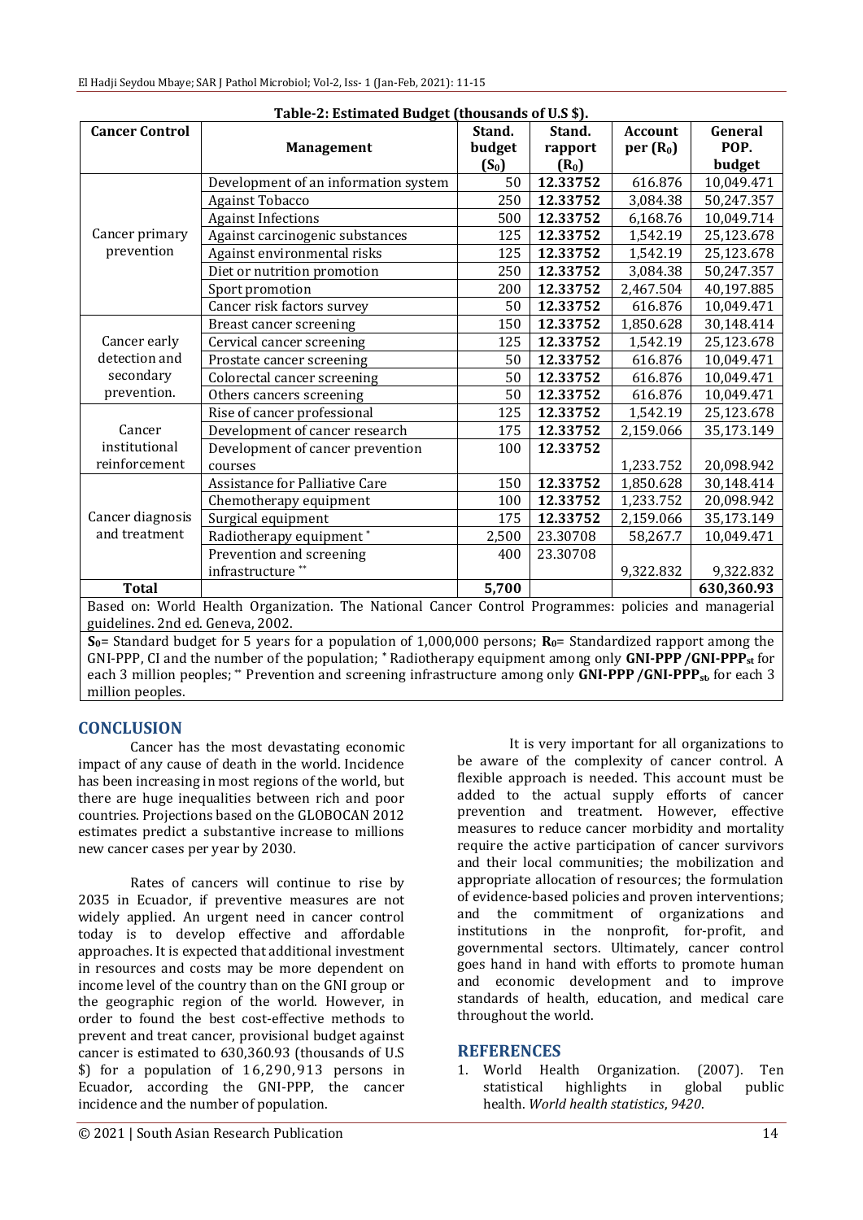**Table-2: Estimated Budget (thousands of U.S $).**

| Cancer Control | Management | Stand. budget ($S_0$) | Stand. rapport ($R_0$) | Account per ($R_0$) | General POP. budget |
|---|---|---|---|---|---|
| Cancer primary prevention | Development of an information system | 50 | **12.33752** | 616.876 | 10,049.471 |
| | Against Tobacco | 250 | **12.33752** | 3,084.38 | 50,247.357 |
| | Against Infections | 500 | **12.33752** | 6,168.76 | 10,049.714 |
| | Against carcinogenic substances | 125 | **12.33752** | 1,542.19 | 25,123.678 |
| | Against environmental risks | 125 | **12.33752** | 1,542.19 | 25,123.678 |
| | Diet or nutrition promotion | 250 | **12.33752** | 3,084.38 | 50,247.357 |
| | Sport promotion | 200 | **12.33752** | 2,467.504 | 40,197.885 |
| | Cancer risk factors survey | 50 | **12.33752** | 616.876 | 10,049.471 |
| Cancer early detection and secondary prevention. | Breast cancer screening | 150 | **12.33752** | 1,850.628 | 30,148.414 |
| | Cervical cancer screening | 125 | **12.33752** | 1,542.19 | 25,123.678 |
| | Prostate cancer screening | 50 | **12.33752** | 616.876 | 10,049.471 |
| | Colorectal cancer screening | 50 | **12.33752** | 616.876 | 10,049.471 |
| | Others cancers screening | 50 | **12.33752** | 616.876 | 10,049.471 |
| Cancer institutional reinforcement | Rise of cancer professional | 125 | **12.33752** | 1,542.19 | 25,123.678 |
| | Development of cancer research | 175 | **12.33752** | 2,159.066 | 35,173.149 |
| | Development of cancer prevention courses | 100 | **12.33752** | 1,233.752 | 20,098.942 |
| Cancer diagnosis and treatment | Assistance for Palliative Care | 150 | **12.33752** | 1,850.628 | 30,148.414 |
| | Chemotherapy equipment | 100 | **12.33752** | 1,233.752 | 20,098.942 |
| | Surgical equipment | 175 | **12.33752** | 2,159.066 | 35,173.149 |
| | Radiotherapy equipment * | 2,500 | 23.30708 | 58,267.7 | 10,049.471 |
| | Prevention and screening infrastructure ** | 400 | 23.30708 | 9,322.832 | 9,322.832 |
| **Total** | | **5,700** | | | **630,360.93** |

Based on: World Health Organization. The National Cancer Control Programmes: policies and managerial guidelines. 2nd ed. Geneva, 2002.

**$S_0$**= Standard budget for 5 years for a population of 1,000,000 persons; **$R_0$**= Standardized rapport among the GNI-PPP, CI and the number of the population; * Radiotherapy equipment among only **GNI-PPP /GNI-PPP$_{st}$** for each 3 million peoples; ** Prevention and screening infrastructure among only **GNI-PPP /GNI-PPP$_{st}$**, for each 3 million peoples.

## CONCLUSION

Cancer has the most devastating economic impact of any cause of death in the world. Incidence has been increasing in most regions of the world, but there are huge inequalities between rich and poor countries. Projections based on the GLOBOCAN 2012 estimates predict a substantive increase to millions new cancer cases per year by 2030.

Rates of cancers will continue to rise by 2035 in Ecuador, if preventive measures are not widely applied. An urgent need in cancer control today is to develop effective and affordable approaches. It is expected that additional investment in resources and costs may be more dependent on income level of the country than on the GNI group or the geographic region of the world. However, in order to found the best cost-effective methods to prevent and treat cancer, provisional budget against cancer is estimated to 630,360.93 (thousands of U.S $) for a population of 16,290,913 persons in Ecuador, according the GNI-PPP, the cancer incidence and the number of population.

It is very important for all organizations to be aware of the complexity of cancer control. A flexible approach is needed. This account must be added to the actual supply efforts of cancer prevention and treatment. However, effective measures to reduce cancer morbidity and mortality require the active participation of cancer survivors and their local communities; the mobilization and appropriate allocation of resources; the formulation of evidence-based policies and proven interventions; and the commitment of organizations and institutions in the nonprofit, for-profit, and governmental sectors. Ultimately, cancer control goes hand in hand with efforts to promote human and economic development and to improve standards of health, education, and medical care throughout the world.

## REFERENCES

1. World Health Organization. (2007). Ten statistical highlights in global public health. *World health statistics*, *9420*.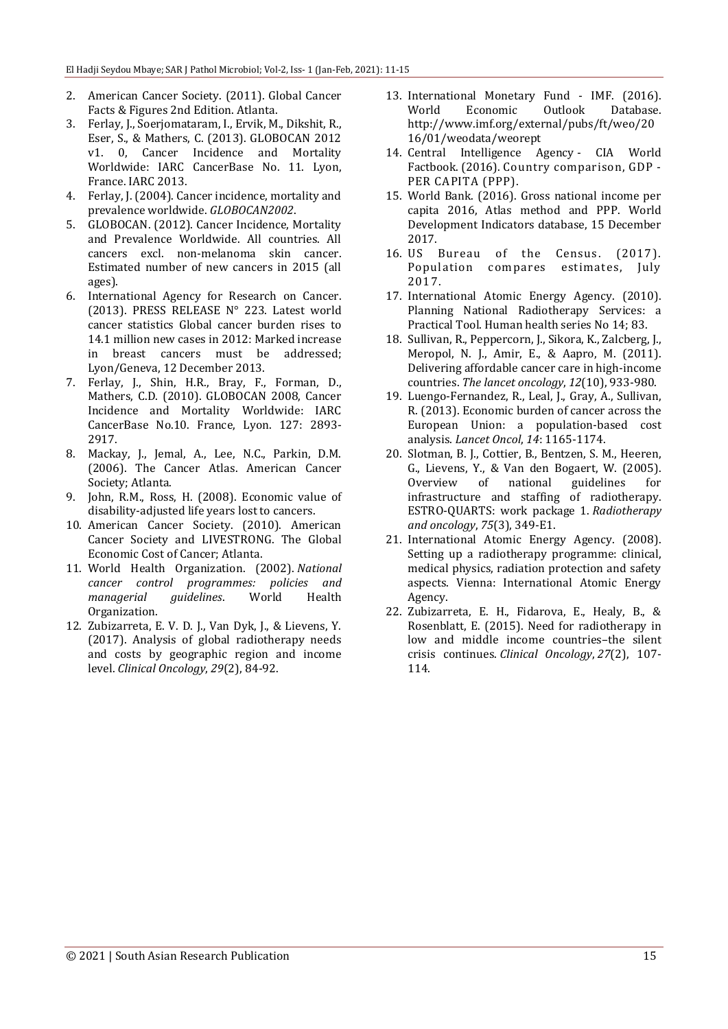2. American Cancer Society. (2011). Global Cancer Facts & Figures 2nd Edition. Atlanta.
3. Ferlay, J., Soerjomataram, I., Ervik, M., Dikshit, R., Eser, S., & Mathers, C. (2013). GLOBOCAN 2012 v1. 0, Cancer Incidence and Mortality Worldwide: IARC CancerBase No. 11. Lyon, France. IARC 2013.
4. Ferlay, J. (2004). Cancer incidence, mortality and prevalence worldwide. *GLOBOCAN2002*.
5. GLOBOCAN. (2012). Cancer Incidence, Mortality and Prevalence Worldwide. All countries. All cancers excl. non-melanoma skin cancer. Estimated number of new cancers in 2015 (all ages).
6. International Agency for Research on Cancer. (2013). PRESS RELEASE N° 223. Latest world cancer statistics Global cancer burden rises to 14.1 million new cases in 2012: Marked increase in breast cancers must be addressed; Lyon/Geneva, 12 December 2013.
7. Ferlay, J., Shin, H.R., Bray, F., Forman, D., Mathers, C.D. (2010). GLOBOCAN 2008, Cancer Incidence and Mortality Worldwide: IARC CancerBase No.10. France, Lyon. 127: 2893-2917.
8. Mackay, J., Jemal, A., Lee, N.C., Parkin, D.M. (2006). The Cancer Atlas. American Cancer Society; Atlanta.
9. John, R.M., Ross, H. (2008). Economic value of disability-adjusted life years lost to cancers.
10. American Cancer Society. (2010). American Cancer Society and LIVESTRONG. The Global Economic Cost of Cancer; Atlanta.
11. World Health Organization. (2002). *National cancer control programmes: policies and managerial guidelines*. World Health Organization.
12. Zubizarreta, E. V. D. J., Van Dyk, J., & Lievens, Y. (2017). Analysis of global radiotherapy needs and costs by geographic region and income level. *Clinical Oncology*, *29*(2), 84-92.
13. International Monetary Fund - IMF. (2016). World Economic Outlook Database. http://www.imf.org/external/pubs/ft/weo/2016/01/weodata/weorept
14. Central Intelligence Agency - CIA World Factbook. (2016). Country comparison, GDP - PER CAPITA (PPP).
15. World Bank. (2016). Gross national income per capita 2016, Atlas method and PPP. World Development Indicators database, 15 December 2017.
16. US Bureau of the Census. (2017). Population compares estimates, July 2017.
17. International Atomic Energy Agency. (2010). Planning National Radiotherapy Services: a Practical Tool. Human health series No 14; 83.
18. Sullivan, R., Peppercorn, J., Sikora, K., Zalcberg, J., Meropol, N. J., Amir, E., & Aapro, M. (2011). Delivering affordable cancer care in high-income countries. *The lancet oncology*, *12*(10), 933-980.
19. Luengo-Fernandez, R., Leal, J., Gray, A., Sullivan, R. (2013). Economic burden of cancer across the European Union: a population-based cost analysis. *Lancet Oncol*, *14*: 1165-1174.
20. Slotman, B. J., Cottier, B., Bentzen, S. M., Heeren, G., Lievens, Y., & Van den Bogaert, W. (2005). Overview of national guidelines for infrastructure and staffing of radiotherapy. ESTRO-QUARTS: work package 1. *Radiotherapy and oncology*, *75*(3), 349-E1.
21. International Atomic Energy Agency. (2008). Setting up a radiotherapy programme: clinical, medical physics, radiation protection and safety aspects. Vienna: International Atomic Energy Agency.
22. Zubizarreta, E. H., Fidarova, E., Healy, B., & Rosenblatt, E. (2015). Need for radiotherapy in low and middle income countries–the silent crisis continues. *Clinical Oncology*, *27*(2), 107-114.